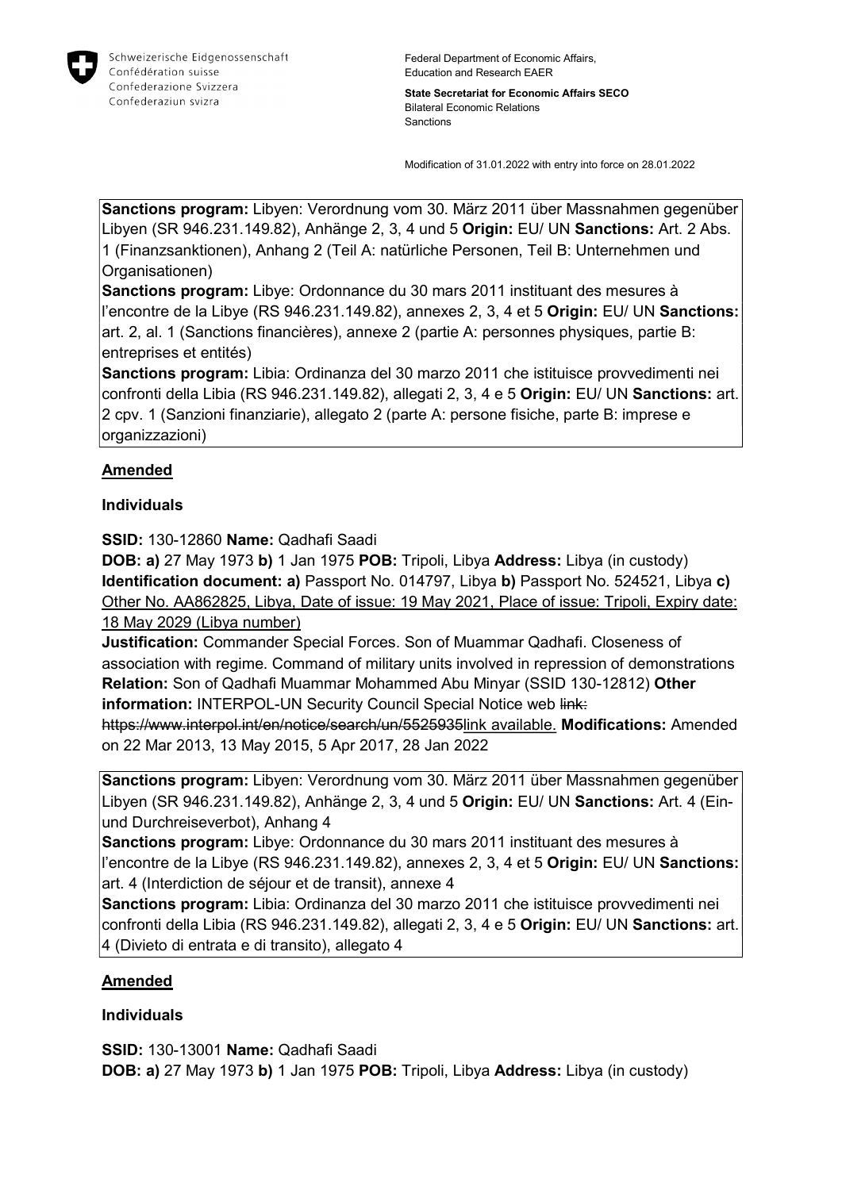Schweizerische Eidgenossenschaft
Confédération suisse
Confederazione Svizzera
Confederaziun svizra

Federal Department of Economic Affairs, Education and Research EAER

**State Secretariat for Economic Affairs SECO**
Bilateral Economic Relations
Sanctions

Modification of 31.01.2022 with entry into force on 28.01.2022

**Sanctions program:** Libyen: Verordnung vom 30. März 2011 über Massnahmen gegenüber Libyen (SR 946.231.149.82), Anhänge 2, 3, 4 und 5 **Origin:** EU/ UN **Sanctions:** Art. 2 Abs. 1 (Finanzsanktionen), Anhang 2 (Teil A: natürliche Personen, Teil B: Unternehmen und Organisationen)
**Sanctions program:** Libye: Ordonnance du 30 mars 2011 instituant des mesures à l'encontre de la Libye (RS 946.231.149.82), annexes 2, 3, 4 et 5 **Origin:** EU/ UN **Sanctions:** art. 2, al. 1 (Sanctions financières), annexe 2 (partie A: personnes physiques, partie B: entreprises et entités)
**Sanctions program:** Libia: Ordinanza del 30 marzo 2011 che istituisce provvedimenti nei confronti della Libia (RS 946.231.149.82), allegati 2, 3, 4 e 5 **Origin:** EU/ UN **Sanctions:** art. 2 cpv. 1 (Sanzioni finanziarie), allegato 2 (parte A: persone fisiche, parte B: imprese e organizzazioni)

**Amended**

**Individuals**

**SSID:** 130-12860 **Name:** Qadhafi Saadi
**DOB: a)** 27 May 1973 **b)** 1 Jan 1975 **POB:** Tripoli, Libya **Address:** Libya (in custody) **Identification document: a)** Passport No. 014797, Libya **b)** Passport No. 524521, Libya **c)** Other No. AA862825, Libya, Date of issue: 19 May 2021, Place of issue: Tripoli, Expiry date: 18 May 2029 (Libya number)
**Justification:** Commander Special Forces. Son of Muammar Qadhafi. Closeness of association with regime. Command of military units involved in repression of demonstrations **Relation:** Son of Qadhafi Muammar Mohammed Abu Minyar (SSID 130-12812) **Other information:** INTERPOL-UN Security Council Special Notice web ~~link: https://www.interpol.int/en/notice/search/un/5525935~~link available. **Modifications:** Amended on 22 Mar 2013, 13 May 2015, 5 Apr 2017, 28 Jan 2022

**Sanctions program:** Libyen: Verordnung vom 30. März 2011 über Massnahmen gegenüber Libyen (SR 946.231.149.82), Anhänge 2, 3, 4 und 5 **Origin:** EU/ UN **Sanctions:** Art. 4 (Ein- und Durchreiseverbot), Anhang 4
**Sanctions program:** Libye: Ordonnance du 30 mars 2011 instituant des mesures à l'encontre de la Libye (RS 946.231.149.82), annexes 2, 3, 4 et 5 **Origin:** EU/ UN **Sanctions:** art. 4 (Interdiction de séjour et de transit), annexe 4
**Sanctions program:** Libia: Ordinanza del 30 marzo 2011 che istituisce provvedimenti nei confronti della Libia (RS 946.231.149.82), allegati 2, 3, 4 e 5 **Origin:** EU/ UN **Sanctions:** art. 4 (Divieto di entrata e di transito), allegato 4

**Amended**

**Individuals**

**SSID:** 130-13001 **Name:** Qadhafi Saadi
**DOB: a)** 27 May 1973 **b)** 1 Jan 1975 **POB:** Tripoli, Libya **Address:** Libya (in custody)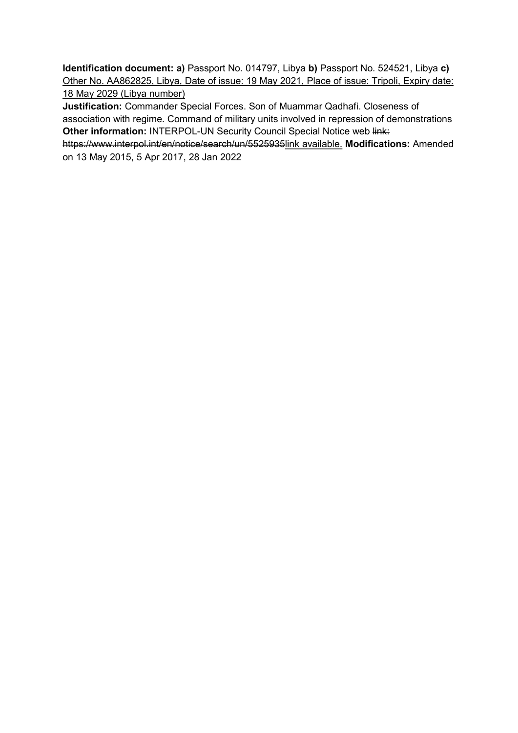**Identification document:** **a)** Passport No. 014797, Libya **b)** Passport No. 524521, Libya **c)** <u>Other No. AA862825, Libya, Date of issue: 19 May 2021, Place of issue: Tripoli, Expiry date: 18 May 2029 (Libya number)</u>

**Justification:** Commander Special Forces. Son of Muammar Qadhafi. Closeness of association with regime. Command of military units involved in repression of demonstrations **Other information:** INTERPOL-UN Security Council Special Notice web ~~link: https://www.interpol.int/en/notice/search/un/5525935~~<u>link available.</u> **Modifications:** Amended on 13 May 2015, 5 Apr 2017, 28 Jan 2022